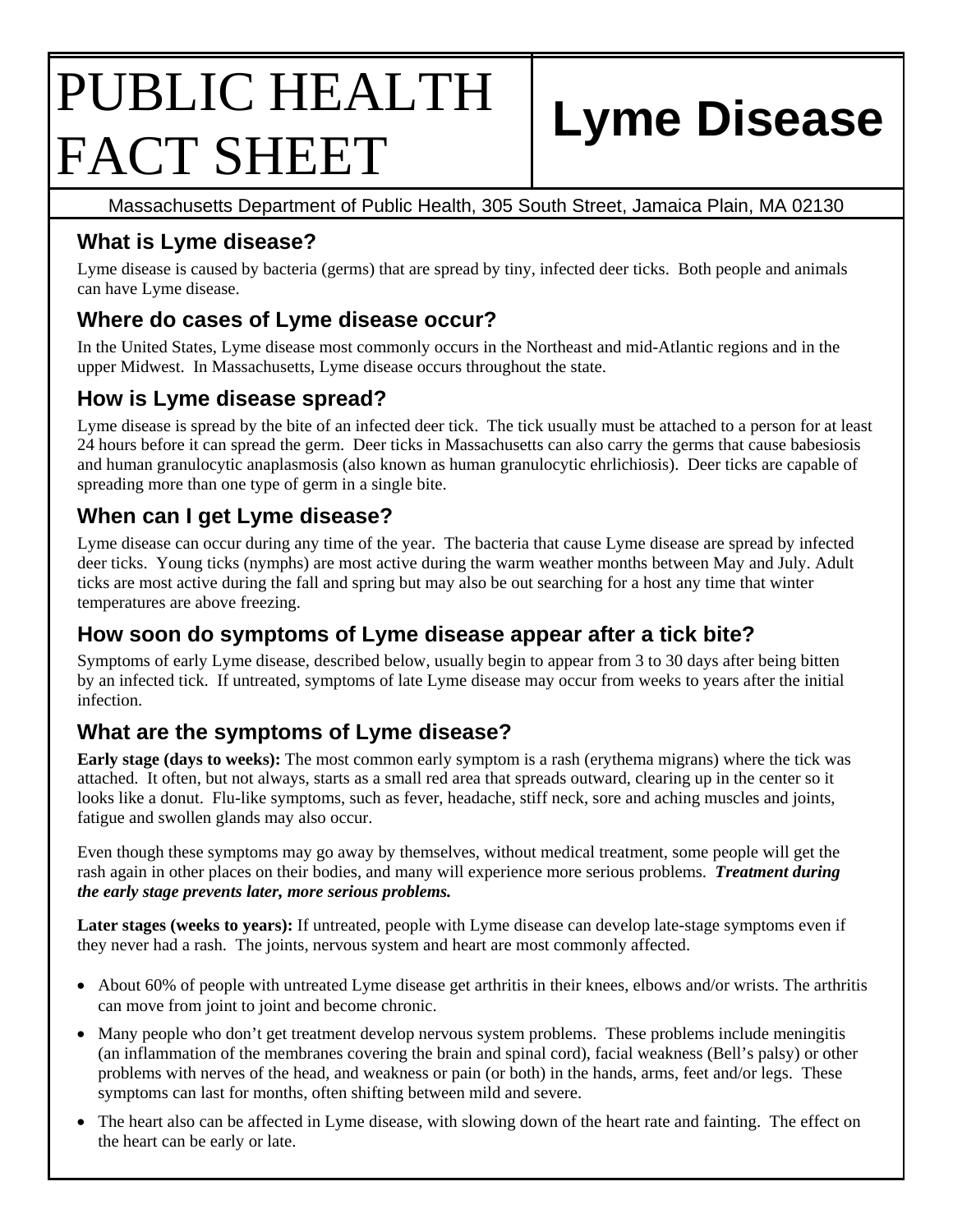# PUBLIC HEALTH FACT SHEET

# Lyme Disease

Massachusetts Department of Public Health, 305 South Street, Jamaica Plain, MA 02130

## What is Lyme disease?

Lyme disease is caused by bacteria (germs) that are spread by tiny, infected deer ticks. Both people and animals can have Lyme disease.

## Where do cases of Lyme disease occur?

In the United States, Lyme disease most commonly occurs in the Northeast and mid-Atlantic regions and in the upper Midwest. In Massachusetts, Lyme disease occurs throughout the state.

## How is Lyme disease spread?

Lyme disease is spread by the bite of an infected deer tick. The tick usually must be attached to a person for at least 24 hours before it can spread the germ. Deer ticks in Massachusetts can also carry the germs that cause babesiosis and human granulocytic anaplasmosis (also known as human granulocytic ehrlichiosis). Deer ticks are capable of spreading more than one type of germ in a single bite.

## When can I get Lyme disease?

Lyme disease can occur during any time of the year. The bacteria that cause Lyme disease are spread by infected deer ticks. Young ticks (nymphs) are most active during the warm weather months between May and July. Adult ticks are most active during the fall and spring but may also be out searching for a host any time that winter temperatures are above freezing.

## How soon do symptoms of Lyme disease appear after a tick bite?

Symptoms of early Lyme disease, described below, usually begin to appear from 3 to 30 days after being bitten by an infected tick. If untreated, symptoms of late Lyme disease may occur from weeks to years after the initial infection.

## What are the symptoms of Lyme disease?

**Early stage (days to weeks):** The most common early symptom is a rash (erythema migrans) where the tick was attached. It often, but not always, starts as a small red area that spreads outward, clearing up in the center so it looks like a donut. Flu-like symptoms, such as fever, headache, stiff neck, sore and aching muscles and joints, fatigue and swollen glands may also occur.

Even though these symptoms may go away by themselves, without medical treatment, some people will get the rash again in other places on their bodies, and many will experience more serious problems. ***Treatment during the early stage prevents later, more serious problems.***

**Later stages (weeks to years):** If untreated, people with Lyme disease can develop late-stage symptoms even if they never had a rash. The joints, nervous system and heart are most commonly affected.

- About 60% of people with untreated Lyme disease get arthritis in their knees, elbows and/or wrists. The arthritis can move from joint to joint and become chronic.
- Many people who don't get treatment develop nervous system problems. These problems include meningitis (an inflammation of the membranes covering the brain and spinal cord), facial weakness (Bell's palsy) or other problems with nerves of the head, and weakness or pain (or both) in the hands, arms, feet and/or legs. These symptoms can last for months, often shifting between mild and severe.
- The heart also can be affected in Lyme disease, with slowing down of the heart rate and fainting. The effect on the heart can be early or late.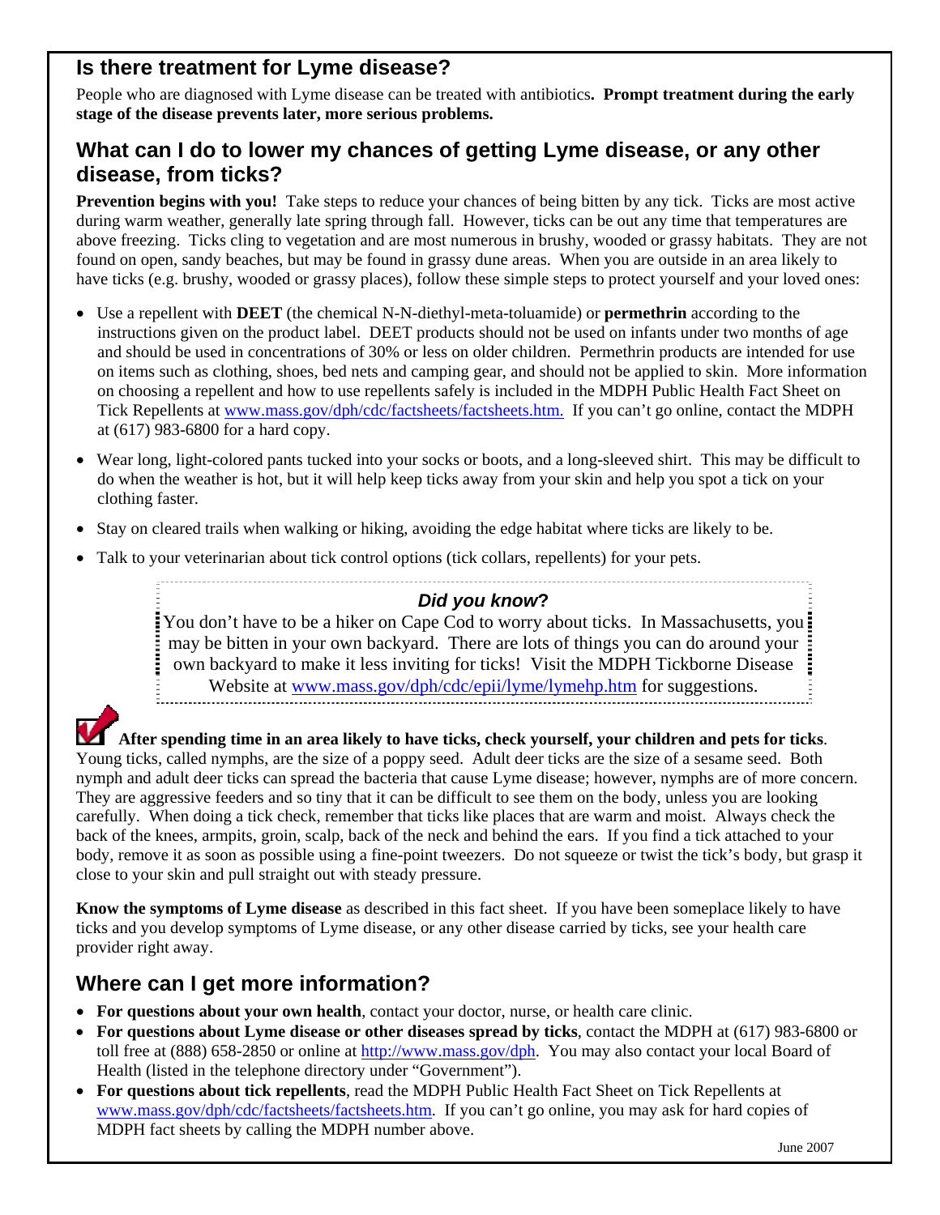## Is there treatment for Lyme disease?

People who are diagnosed with Lyme disease can be treated with antibiotics**. Prompt treatment during the early stage of the disease prevents later, more serious problems.**

## What can I do to lower my chances of getting Lyme disease, or any other disease, from ticks?

**Prevention begins with you!** Take steps to reduce your chances of being bitten by any tick. Ticks are most active during warm weather, generally late spring through fall. However, ticks can be out any time that temperatures are above freezing. Ticks cling to vegetation and are most numerous in brushy, wooded or grassy habitats. They are not found on open, sandy beaches, but may be found in grassy dune areas. When you are outside in an area likely to have ticks (e.g. brushy, wooded or grassy places), follow these simple steps to protect yourself and your loved ones:

- Use a repellent with **DEET** (the chemical N-N-diethyl-meta-toluamide) or **permethrin** according to the instructions given on the product label. DEET products should not be used on infants under two months of age and should be used in concentrations of 30% or less on older children. Permethrin products are intended for use on items such as clothing, shoes, bed nets and camping gear, and should not be applied to skin. More information on choosing a repellent and how to use repellents safely is included in the MDPH Public Health Fact Sheet on Tick Repellents at www.mass.gov/dph/cdc/factsheets/factsheets.htm. If you can't go online, contact the MDPH at (617) 983-6800 for a hard copy.
- Wear long, light-colored pants tucked into your socks or boots, and a long-sleeved shirt. This may be difficult to do when the weather is hot, but it will help keep ticks away from your skin and help you spot a tick on your clothing faster.
- Stay on cleared trails when walking or hiking, avoiding the edge habitat where ticks are likely to be.
- Talk to your veterinarian about tick control options (tick collars, repellents) for your pets.

> ***Did you know?***
>
> You don't have to be a hiker on Cape Cod to worry about ticks. In Massachusetts, you may be bitten in your own backyard. There are lots of things you can do around your own backyard to make it less inviting for ticks! Visit the MDPH Tickborne Disease Website at www.mass.gov/dph/cdc/epii/lyme/lymehp.htm for suggestions.

**After spending time in an area likely to have ticks, check yourself, your children and pets for ticks**. Young ticks, called nymphs, are the size of a poppy seed. Adult deer ticks are the size of a sesame seed. Both nymph and adult deer ticks can spread the bacteria that cause Lyme disease; however, nymphs are of more concern. They are aggressive feeders and so tiny that it can be difficult to see them on the body, unless you are looking carefully. When doing a tick check, remember that ticks like places that are warm and moist. Always check the back of the knees, armpits, groin, scalp, back of the neck and behind the ears. If you find a tick attached to your body, remove it as soon as possible using a fine-point tweezers. Do not squeeze or twist the tick's body, but grasp it close to your skin and pull straight out with steady pressure.

**Know the symptoms of Lyme disease** as described in this fact sheet. If you have been someplace likely to have ticks and you develop symptoms of Lyme disease, or any other disease carried by ticks, see your health care provider right away.

## Where can I get more information?

- **For questions about your own health**, contact your doctor, nurse, or health care clinic.
- **For questions about Lyme disease or other diseases spread by ticks**, contact the MDPH at (617) 983-6800 or toll free at (888) 658-2850 or online at http://www.mass.gov/dph. You may also contact your local Board of Health (listed in the telephone directory under "Government").
- **For questions about tick repellents**, read the MDPH Public Health Fact Sheet on Tick Repellents at www.mass.gov/dph/cdc/factsheets/factsheets.htm. If you can't go online, you may ask for hard copies of MDPH fact sheets by calling the MDPH number above.

June 2007